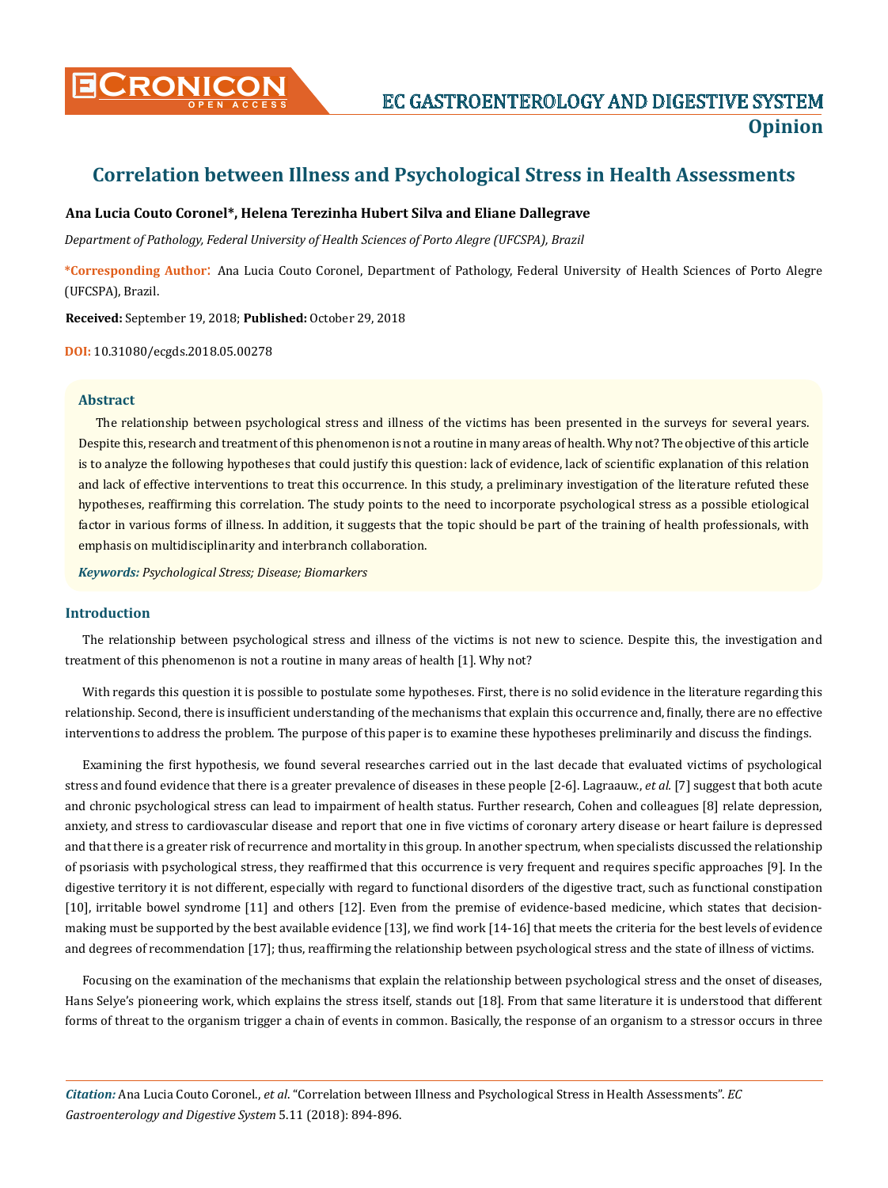# Correlation between Illness and Psychological Stress in Health Assessments

**Ana Lucia Couto Coronel*, Helena Terezinha Hubert Silva and Eliane Dallegrave**

*Department of Pathology, Federal University of Health Sciences of Porto Alegre (UFCSPA), Brazil*

**\*Corresponding Author:** Ana Lucia Couto Coronel, Department of Pathology, Federal University of Health Sciences of Porto Alegre (UFCSPA), Brazil.

**Received:** September 19, 2018; **Published:** October 29, 2018

**DOI:** 10.31080/ecgds.2018.05.00278

## Abstract

The relationship between psychological stress and illness of the victims has been presented in the surveys for several years. Despite this, research and treatment of this phenomenon is not a routine in many areas of health. Why not? The objective of this article is to analyze the following hypotheses that could justify this question: lack of evidence, lack of scientific explanation of this relation and lack of effective interventions to treat this occurrence. In this study, a preliminary investigation of the literature refuted these hypotheses, reaffirming this correlation. The study points to the need to incorporate psychological stress as a possible etiological factor in various forms of illness. In addition, it suggests that the topic should be part of the training of health professionals, with emphasis on multidisciplinarity and interbranch collaboration.

***Keywords:*** *Psychological Stress; Disease; Biomarkers*

## Introduction

The relationship between psychological stress and illness of the victims is not new to science. Despite this, the investigation and treatment of this phenomenon is not a routine in many areas of health [1]. Why not?

With regards this question it is possible to postulate some hypotheses. First, there is no solid evidence in the literature regarding this relationship. Second, there is insufficient understanding of the mechanisms that explain this occurrence and, finally, there are no effective interventions to address the problem. The purpose of this paper is to examine these hypotheses preliminarily and discuss the findings.

Examining the first hypothesis, we found several researches carried out in the last decade that evaluated victims of psychological stress and found evidence that there is a greater prevalence of diseases in these people [2-6]. Lagraauw., *et al.* [7] suggest that both acute and chronic psychological stress can lead to impairment of health status. Further research, Cohen and colleagues [8] relate depression, anxiety, and stress to cardiovascular disease and report that one in five victims of coronary artery disease or heart failure is depressed and that there is a greater risk of recurrence and mortality in this group. In another spectrum, when specialists discussed the relationship of psoriasis with psychological stress, they reaffirmed that this occurrence is very frequent and requires specific approaches [9]. In the digestive territory it is not different, especially with regard to functional disorders of the digestive tract, such as functional constipation [10], irritable bowel syndrome [11] and others [12]. Even from the premise of evidence-based medicine, which states that decision-making must be supported by the best available evidence [13], we find work [14-16] that meets the criteria for the best levels of evidence and degrees of recommendation [17]; thus, reaffirming the relationship between psychological stress and the state of illness of victims.

Focusing on the examination of the mechanisms that explain the relationship between psychological stress and the onset of diseases, Hans Selye's pioneering work, which explains the stress itself, stands out [18]. From that same literature it is understood that different forms of threat to the organism trigger a chain of events in common. Basically, the response of an organism to a stressor occurs in three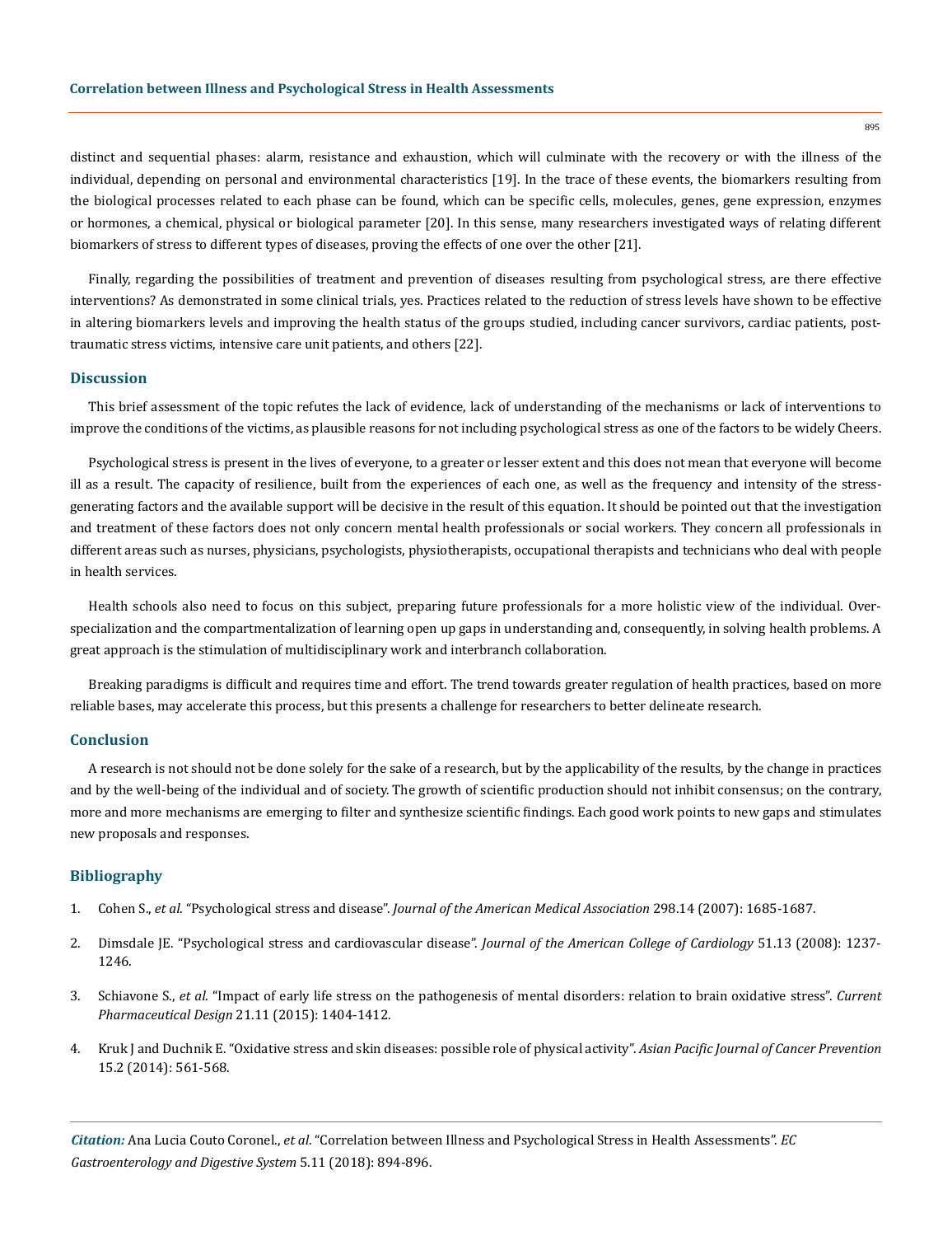distinct and sequential phases: alarm, resistance and exhaustion, which will culminate with the recovery or with the illness of the individual, depending on personal and environmental characteristics [19]. In the trace of these events, the biomarkers resulting from the biological processes related to each phase can be found, which can be specific cells, molecules, genes, gene expression, enzymes or hormones, a chemical, physical or biological parameter [20]. In this sense, many researchers investigated ways of relating different biomarkers of stress to different types of diseases, proving the effects of one over the other [21].

Finally, regarding the possibilities of treatment and prevention of diseases resulting from psychological stress, are there effective interventions? As demonstrated in some clinical trials, yes. Practices related to the reduction of stress levels have shown to be effective in altering biomarkers levels and improving the health status of the groups studied, including cancer survivors, cardiac patients, post-traumatic stress victims, intensive care unit patients, and others [22].

## Discussion

This brief assessment of the topic refutes the lack of evidence, lack of understanding of the mechanisms or lack of interventions to improve the conditions of the victims, as plausible reasons for not including psychological stress as one of the factors to be widely Cheers.

Psychological stress is present in the lives of everyone, to a greater or lesser extent and this does not mean that everyone will become ill as a result. The capacity of resilience, built from the experiences of each one, as well as the frequency and intensity of the stress-generating factors and the available support will be decisive in the result of this equation. It should be pointed out that the investigation and treatment of these factors does not only concern mental health professionals or social workers. They concern all professionals in different areas such as nurses, physicians, psychologists, physiotherapists, occupational therapists and technicians who deal with people in health services.

Health schools also need to focus on this subject, preparing future professionals for a more holistic view of the individual. Over-specialization and the compartmentalization of learning open up gaps in understanding and, consequently, in solving health problems. A great approach is the stimulation of multidisciplinary work and interbranch collaboration.

Breaking paradigms is difficult and requires time and effort. The trend towards greater regulation of health practices, based on more reliable bases, may accelerate this process, but this presents a challenge for researchers to better delineate research.

## Conclusion

A research is not should not be done solely for the sake of a research, but by the applicability of the results, by the change in practices and by the well-being of the individual and of society. The growth of scientific production should not inhibit consensus; on the contrary, more and more mechanisms are emerging to filter and synthesize scientific findings. Each good work points to new gaps and stimulates new proposals and responses.

## Bibliography

1. Cohen S., *et al.* "Psychological stress and disease". *Journal of the American Medical Association* 298.14 (2007): 1685-1687.

2. Dimsdale JE. "Psychological stress and cardiovascular disease". *Journal of the American College of Cardiology* 51.13 (2008): 1237-1246.

3. Schiavone S., *et al.* "Impact of early life stress on the pathogenesis of mental disorders: relation to brain oxidative stress". *Current Pharmaceutical Design* 21.11 (2015): 1404-1412.

4. Kruk J and Duchnik E. "Oxidative stress and skin diseases: possible role of physical activity". *Asian Pacific Journal of Cancer Prevention* 15.2 (2014): 561-568.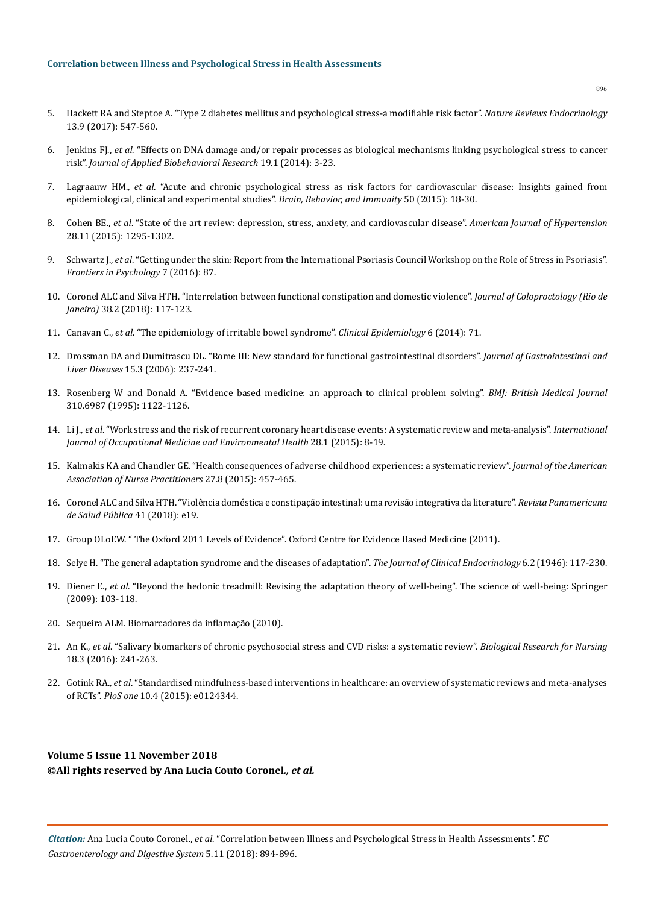5. Hackett RA and Steptoe A. "Type 2 diabetes mellitus and psychological stress-a modifiable risk factor". *Nature Reviews Endocrinology* 13.9 (2017): 547-560.

6. Jenkins FJ., *et al*. "Effects on DNA damage and/or repair processes as biological mechanisms linking psychological stress to cancer risk". *Journal of Applied Biobehavioral Research* 19.1 (2014): 3-23.

7. Lagraauw HM., *et al*. "Acute and chronic psychological stress as risk factors for cardiovascular disease: Insights gained from epidemiological, clinical and experimental studies". *Brain, Behavior, and Immunity* 50 (2015): 18-30.

8. Cohen BE., *et al*. "State of the art review: depression, stress, anxiety, and cardiovascular disease". *American Journal of Hypertension* 28.11 (2015): 1295-1302.

9. Schwartz J., *et al*. "Getting under the skin: Report from the International Psoriasis Council Workshop on the Role of Stress in Psoriasis". *Frontiers in Psychology* 7 (2016): 87.

10. Coronel ALC and Silva HTH. "Interrelation between functional constipation and domestic violence". *Journal of Coloproctology (Rio de Janeiro)* 38.2 (2018): 117-123.

11. Canavan C., *et al*. "The epidemiology of irritable bowel syndrome". *Clinical Epidemiology* 6 (2014): 71.

12. Drossman DA and Dumitrascu DL. "Rome III: New standard for functional gastrointestinal disorders". *Journal of Gastrointestinal and Liver Diseases* 15.3 (2006): 237-241.

13. Rosenberg W and Donald A. "Evidence based medicine: an approach to clinical problem solving". *BMJ: British Medical Journal* 310.6987 (1995): 1122-1126.

14. Li J., *et al*. "Work stress and the risk of recurrent coronary heart disease events: A systematic review and meta-analysis". *International Journal of Occupational Medicine and Environmental Health* 28.1 (2015): 8-19.

15. Kalmakis KA and Chandler GE. "Health consequences of adverse childhood experiences: a systematic review". *Journal of the American Association of Nurse Practitioners* 27.8 (2015): 457-465.

16. Coronel ALC and Silva HTH. "Violência doméstica e constipação intestinal: uma revisão integrativa da literature". *Revista Panamericana de Salud Pública* 41 (2018): e19.

17. Group OLoEW. " The Oxford 2011 Levels of Evidence". Oxford Centre for Evidence Based Medicine (2011).

18. Selye H. "The general adaptation syndrome and the diseases of adaptation". *The Journal of Clinical Endocrinology* 6.2 (1946): 117-230.

19. Diener E., *et al*. "Beyond the hedonic treadmill: Revising the adaptation theory of well-being". The science of well-being: Springer (2009): 103-118.

20. Sequeira ALM. Biomarcadores da inflamação (2010).

21. An K., *et al*. "Salivary biomarkers of chronic psychosocial stress and CVD risks: a systematic review". *Biological Research for Nursing* 18.3 (2016): 241-263.

22. Gotink RA., *et al*. "Standardised mindfulness-based interventions in healthcare: an overview of systematic reviews and meta-analyses of RCTs". *PloS one* 10.4 (2015): e0124344.

**Volume 5 Issue 11 November 2018**
**©All rights reserved by Ana Lucia Couto Coronel., *et al.***